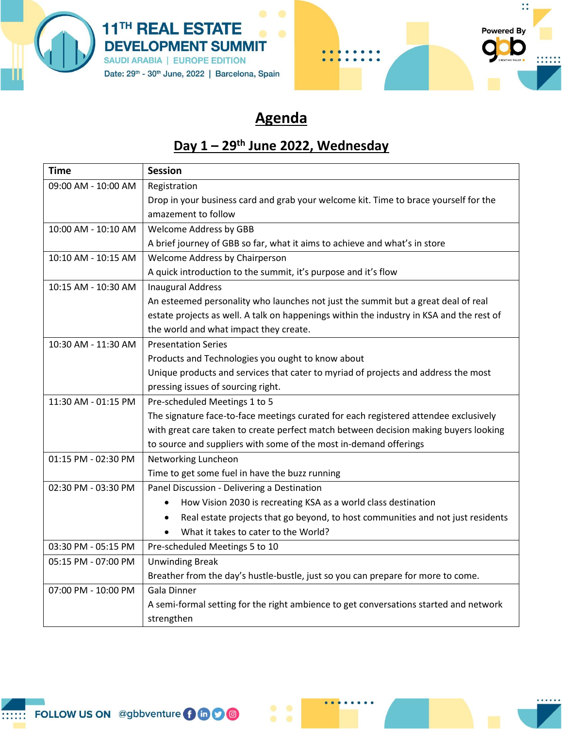# 11TH REAL ESTATE DEVELOPMENT SUMMIT

SAUDI ARABIA | EUROPE EDITION

Date: 29th - 30th June, 2022 | Barcelona, Spain

Powered By gbb

## Agenda

## Day 1 – 29th June 2022, Wednesday

| Time | Session |
|---|---|
| 09:00 AM - 10:00 AM | Registration<br>Drop in your business card and grab your welcome kit. Time to brace yourself for the amazement to follow |
| 10:00 AM - 10:10 AM | Welcome Address by GBB<br>A brief journey of GBB so far, what it aims to achieve and what's in store |
| 10:10 AM - 10:15 AM | Welcome Address by Chairperson<br>A quick introduction to the summit, it's purpose and it's flow |
| 10:15 AM - 10:30 AM | Inaugural Address<br>An esteemed personality who launches not just the summit but a great deal of real estate projects as well. A talk on happenings within the industry in KSA and the rest of the world and what impact they create. |
| 10:30 AM - 11:30 AM | Presentation Series<br>Products and Technologies you ought to know about<br>Unique products and services that cater to myriad of projects and address the most pressing issues of sourcing right. |
| 11:30 AM - 01:15 PM | Pre-scheduled Meetings 1 to 5<br>The signature face-to-face meetings curated for each registered attendee exclusively with great care taken to create perfect match between decision making buyers looking to source and suppliers with some of the most in-demand offerings |
| 01:15 PM - 02:30 PM | Networking Luncheon<br>Time to get some fuel in have the buzz running |
| 02:30 PM - 03:30 PM | Panel Discussion - Delivering a Destination<br>• How Vision 2030 is recreating KSA as a world class destination<br>• Real estate projects that go beyond, to host communities and not just residents<br>• What it takes to cater to the World? |
| 03:30 PM - 05:15 PM | Pre-scheduled Meetings 5 to 10 |
| 05:15 PM - 07:00 PM | Unwinding Break<br>Breather from the day's hustle-bustle, just so you can prepare for more to come. |
| 07:00 PM - 10:00 PM | Gala Dinner<br>A semi-formal setting for the right ambience to get conversations started and network strengthen |

FOLLOW US ON @gbbventure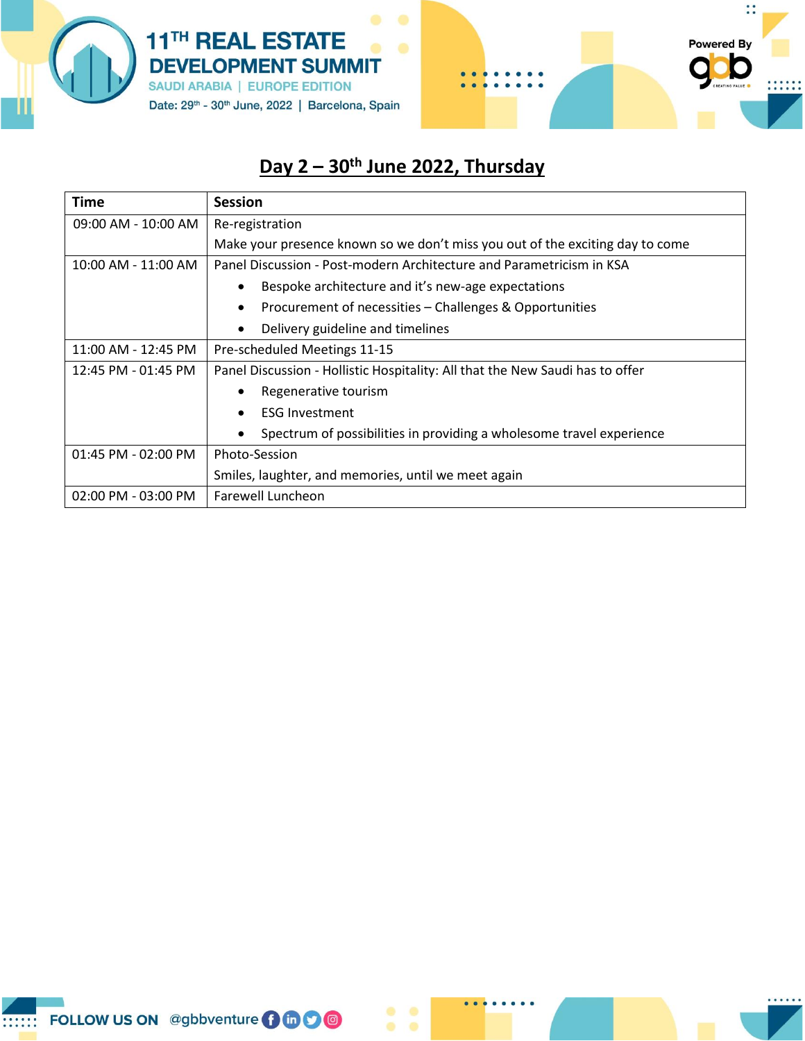## Day 2 – 30th June 2022, Thursday

| Time | Session |
|---|---|
| 09:00 AM - 10:00 AM | Re-registration<br>Make your presence known so we don't miss you out of the exciting day to come |
| 10:00 AM - 11:00 AM | Panel Discussion - Post-modern Architecture and Parametricism in KSA<br>• Bespoke architecture and it's new-age expectations<br>• Procurement of necessities – Challenges & Opportunities<br>• Delivery guideline and timelines |
| 11:00 AM - 12:45 PM | Pre-scheduled Meetings 11-15 |
| 12:45 PM - 01:45 PM | Panel Discussion - Hollistic Hospitality: All that the New Saudi has to offer<br>• Regenerative tourism<br>• ESG Investment<br>• Spectrum of possibilities in providing a wholesome travel experience |
| 01:45 PM - 02:00 PM | Photo-Session<br>Smiles, laughter, and memories, until we meet again |
| 02:00 PM - 03:00 PM | Farewell Luncheon |